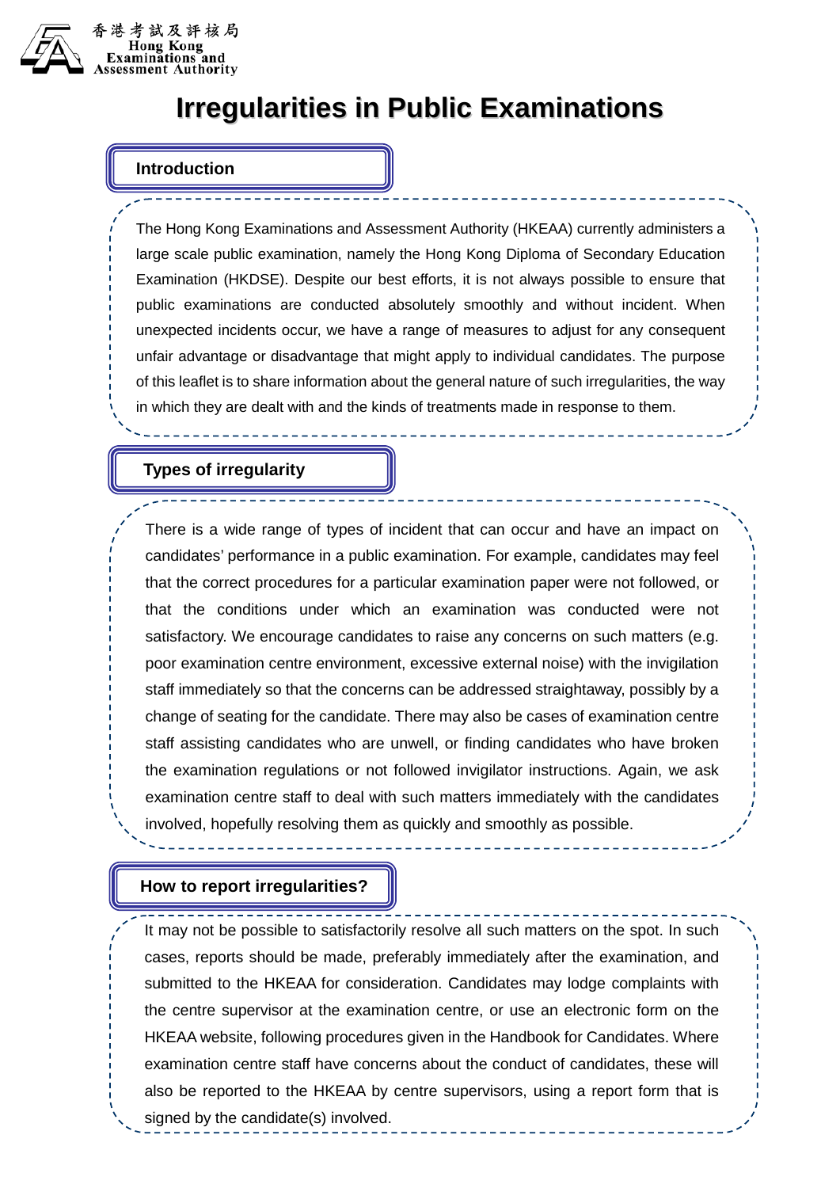香港考試及評核局
Hong Kong Examinations and Assessment Authority

# Irregularities in Public Examinations

## Introduction

The Hong Kong Examinations and Assessment Authority (HKEAA) currently administers a large scale public examination, namely the Hong Kong Diploma of Secondary Education Examination (HKDSE). Despite our best efforts, it is not always possible to ensure that public examinations are conducted absolutely smoothly and without incident. When unexpected incidents occur, we have a range of measures to adjust for any consequent unfair advantage or disadvantage that might apply to individual candidates. The purpose of this leaflet is to share information about the general nature of such irregularities, the way in which they are dealt with and the kinds of treatments made in response to them.

## Types of irregularity

There is a wide range of types of incident that can occur and have an impact on candidates' performance in a public examination. For example, candidates may feel that the correct procedures for a particular examination paper were not followed, or that the conditions under which an examination was conducted were not satisfactory. We encourage candidates to raise any concerns on such matters (e.g. poor examination centre environment, excessive external noise) with the invigilation staff immediately so that the concerns can be addressed straightaway, possibly by a change of seating for the candidate. There may also be cases of examination centre staff assisting candidates who are unwell, or finding candidates who have broken the examination regulations or not followed invigilator instructions. Again, we ask examination centre staff to deal with such matters immediately with the candidates involved, hopefully resolving them as quickly and smoothly as possible.

## How to report irregularities?

It may not be possible to satisfactorily resolve all such matters on the spot. In such cases, reports should be made, preferably immediately after the examination, and submitted to the HKEAA for consideration. Candidates may lodge complaints with the centre supervisor at the examination centre, or use an electronic form on the HKEAA website, following procedures given in the Handbook for Candidates. Where examination centre staff have concerns about the conduct of candidates, these will also be reported to the HKEAA by centre supervisors, using a report form that is signed by the candidate(s) involved.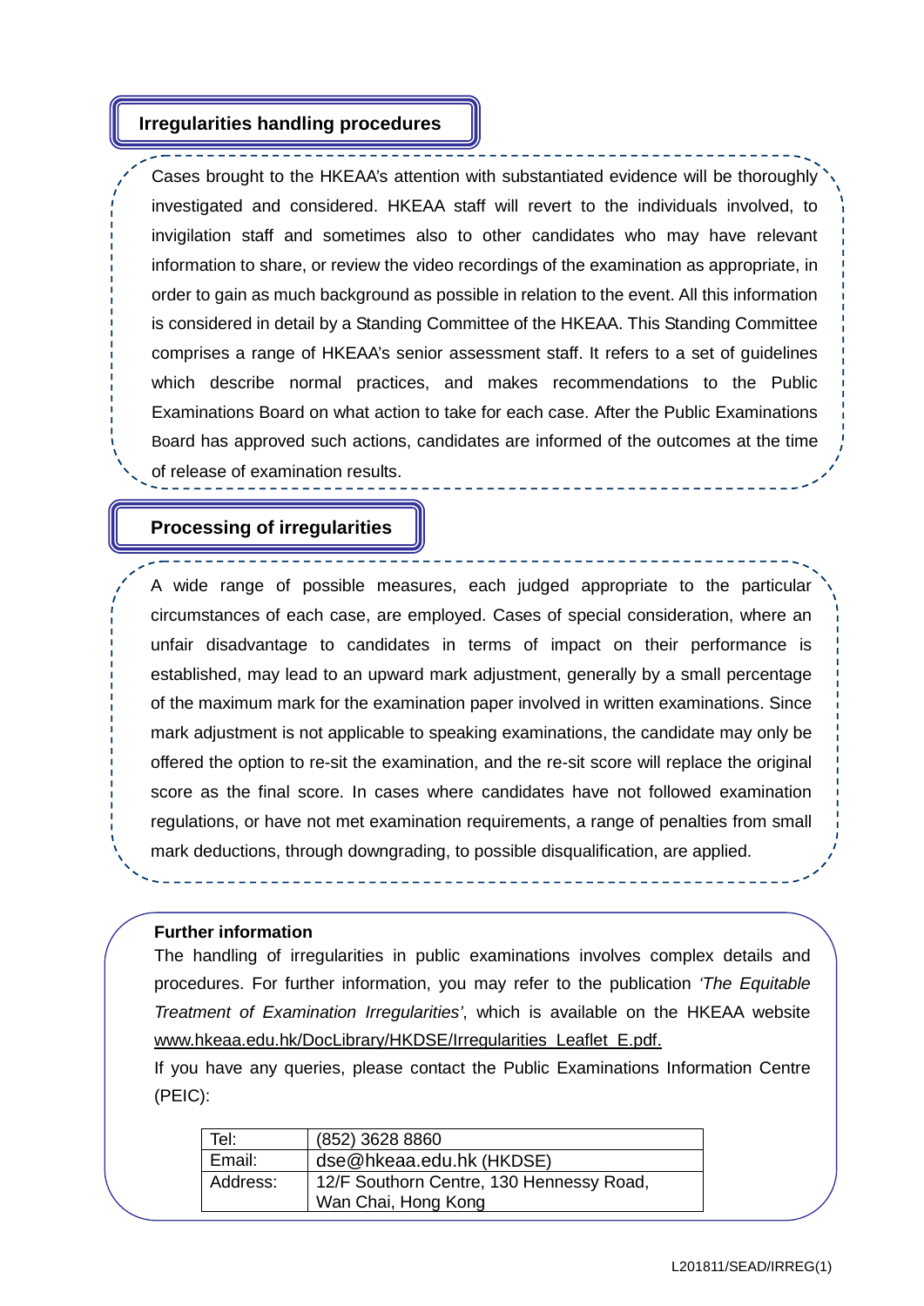## Irregularities handling procedures

Cases brought to the HKEAA's attention with substantiated evidence will be thoroughly investigated and considered. HKEAA staff will revert to the individuals involved, to invigilation staff and sometimes also to other candidates who may have relevant information to share, or review the video recordings of the examination as appropriate, in order to gain as much background as possible in relation to the event. All this information is considered in detail by a Standing Committee of the HKEAA. This Standing Committee comprises a range of HKEAA's senior assessment staff. It refers to a set of guidelines which describe normal practices, and makes recommendations to the Public Examinations Board on what action to take for each case. After the Public Examinations Board has approved such actions, candidates are informed of the outcomes at the time of release of examination results.

## Processing of irregularities

A wide range of possible measures, each judged appropriate to the particular circumstances of each case, are employed. Cases of special consideration, where an unfair disadvantage to candidates in terms of impact on their performance is established, may lead to an upward mark adjustment, generally by a small percentage of the maximum mark for the examination paper involved in written examinations. Since mark adjustment is not applicable to speaking examinations, the candidate may only be offered the option to re-sit the examination, and the re-sit score will replace the original score as the final score. In cases where candidates have not followed examination regulations, or have not met examination requirements, a range of penalties from small mark deductions, through downgrading, to possible disqualification, are applied.

**Further information**

The handling of irregularities in public examinations involves complex details and procedures. For further information, you may refer to the publication *'The Equitable Treatment of Examination Irregularities'*, which is available on the HKEAA website www.hkeaa.edu.hk/DocLibrary/HKDSE/Irregularities_Leaflet_E.pdf.

If you have any queries, please contact the Public Examinations Information Centre (PEIC):

| | |
|---|---|
| Tel: | (852) 3628 8860 |
| Email: | dse@hkeaa.edu.hk (HKDSE) |
| Address: | 12/F Southorn Centre, 130 Hennessy Road, Wan Chai, Hong Kong |

L201811/SEAD/IRREG(1)